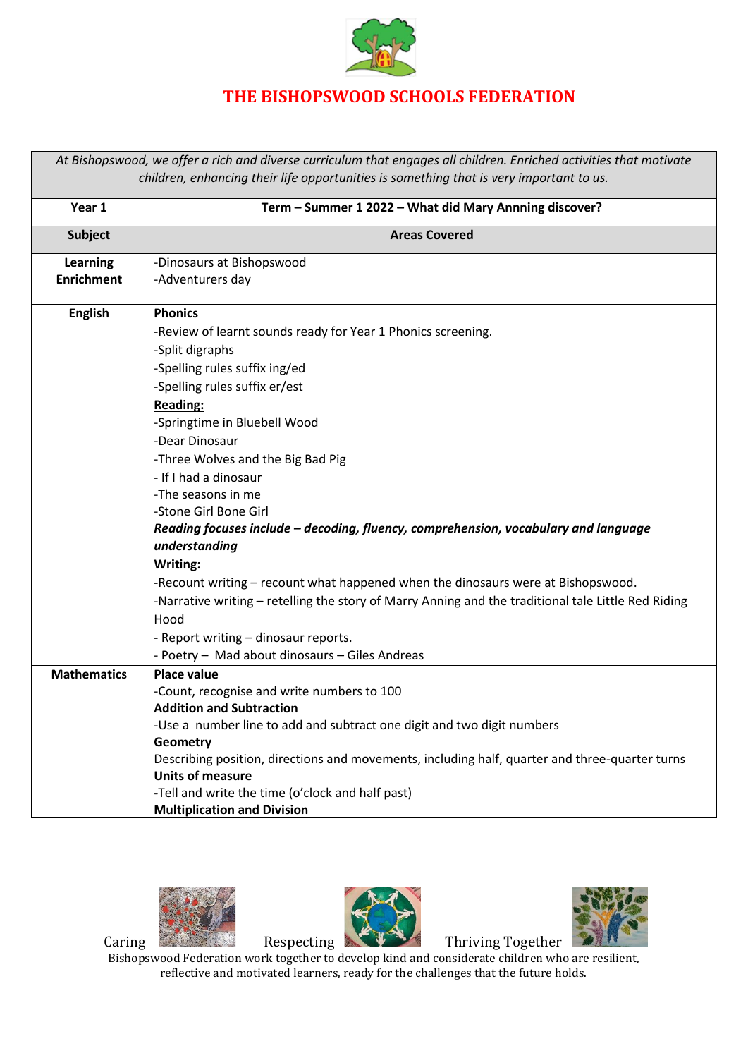# THE BISHOPSWOOD SCHOOLS FEDERATION

| *At Bishopswood, we offer a rich and diverse curriculum that engages all children. Enriched activities that motivate children, enhancing their life opportunities is something that is very important to us.* | |
|---|---|
| **Year 1** | **Term – Summer 1 2022 – What did Mary Annning discover?** |
| **Subject** | **Areas Covered** |
| **Learning Enrichment** | -Dinosaurs at Bishopswood<br>-Adventurers day |
| **English** | **<u>Phonics</u>**<br>-Review of learnt sounds ready for Year 1 Phonics screening.<br>-Split digraphs<br>-Spelling rules suffix ing/ed<br>-Spelling rules suffix er/est<br>**<u>Reading:</u>**<br>-Springtime in Bluebell Wood<br>-Dear Dinosaur<br>-Three Wolves and the Big Bad Pig<br>- If I had a dinosaur<br>-The seasons in me<br>-Stone Girl Bone Girl<br>***Reading focuses include – decoding, fluency, comprehension, vocabulary and language understanding***<br>**<u>Writing:</u>**<br>-Recount writing – recount what happened when the dinosaurs were at Bishopswood.<br>-Narrative writing – retelling the story of Marry Anning and the traditional tale Little Red Riding Hood<br>- Report writing – dinosaur reports.<br>- Poetry – Mad about dinosaurs – Giles Andreas |
| **Mathematics** | **Place value**<br>-Count, recognise and write numbers to 100<br>**Addition and Subtraction**<br>-Use a number line to add and subtract one digit and two digit numbers<br>**Geometry**<br>Describing position, directions and movements, including half, quarter and three-quarter turns<br>**Units of measure**<br>**-**Tell and write the time (o'clock and half past)<br>**Multiplication and Division** |

Caring Respecting Thriving Together

Bishopswood Federation work together to develop kind and considerate children who are resilient, reflective and motivated learners, ready for the challenges that the future holds.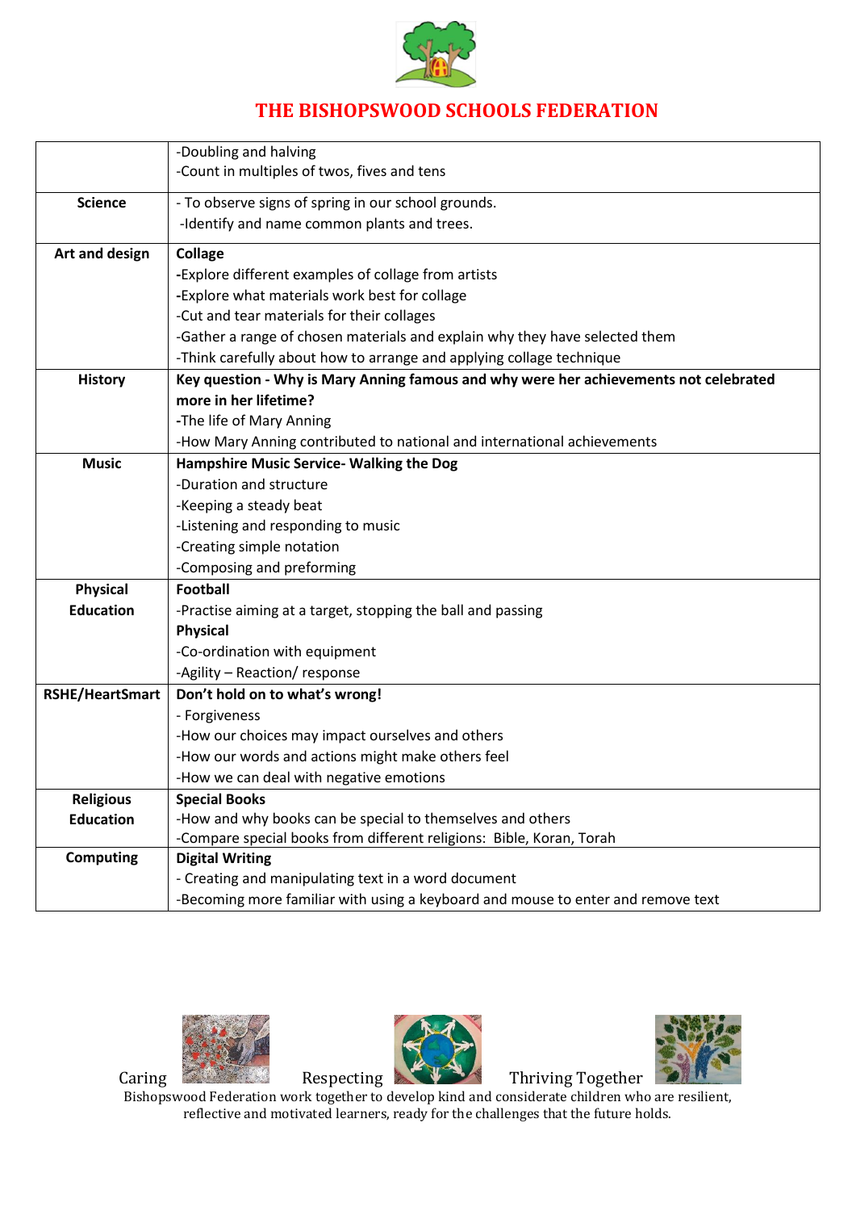# THE BISHOPSWOOD SCHOOLS FEDERATION

| | |
|---|---|
| | -Doubling and halving<br>-Count in multiples of twos, fives and tens |
| **Science** | - To observe signs of spring in our school grounds.<br>-Identify and name common plants and trees. |
| **Art and design** | **Collage**<br>**-**Explore different examples of collage from artists<br>**-**Explore what materials work best for collage<br>-Cut and tear materials for their collages<br>-Gather a range of chosen materials and explain why they have selected them<br>-Think carefully about how to arrange and applying collage technique |
| **History** | **Key question - Why is Mary Anning famous and why were her achievements not celebrated more in her lifetime?**<br>**-**The life of Mary Anning<br>-How Mary Anning contributed to national and international achievements |
| **Music** | **Hampshire Music Service- Walking the Dog**<br>-Duration and structure<br>-Keeping a steady beat<br>-Listening and responding to music<br>-Creating simple notation<br>-Composing and preforming |
| **Physical Education** | **Football**<br>-Practise aiming at a target, stopping the ball and passing<br>**Physical**<br>-Co-ordination with equipment<br>-Agility – Reaction/ response |
| **RSHE/HeartSmart** | **Don't hold on to what's wrong!**<br>- Forgiveness<br>-How our choices may impact ourselves and others<br>-How our words and actions might make others feel<br>-How we can deal with negative emotions |
| **Religious Education** | **Special Books**<br>-How and why books can be special to themselves and others<br>-Compare special books from different religions: Bible, Koran, Torah |
| **Computing** | **Digital Writing**<br>- Creating and manipulating text in a word document<br>-Becoming more familiar with using a keyboard and mouse to enter and remove text |

Caring Respecting Thriving Together

Bishopswood Federation work together to develop kind and considerate children who are resilient, reflective and motivated learners, ready for the challenges that the future holds.